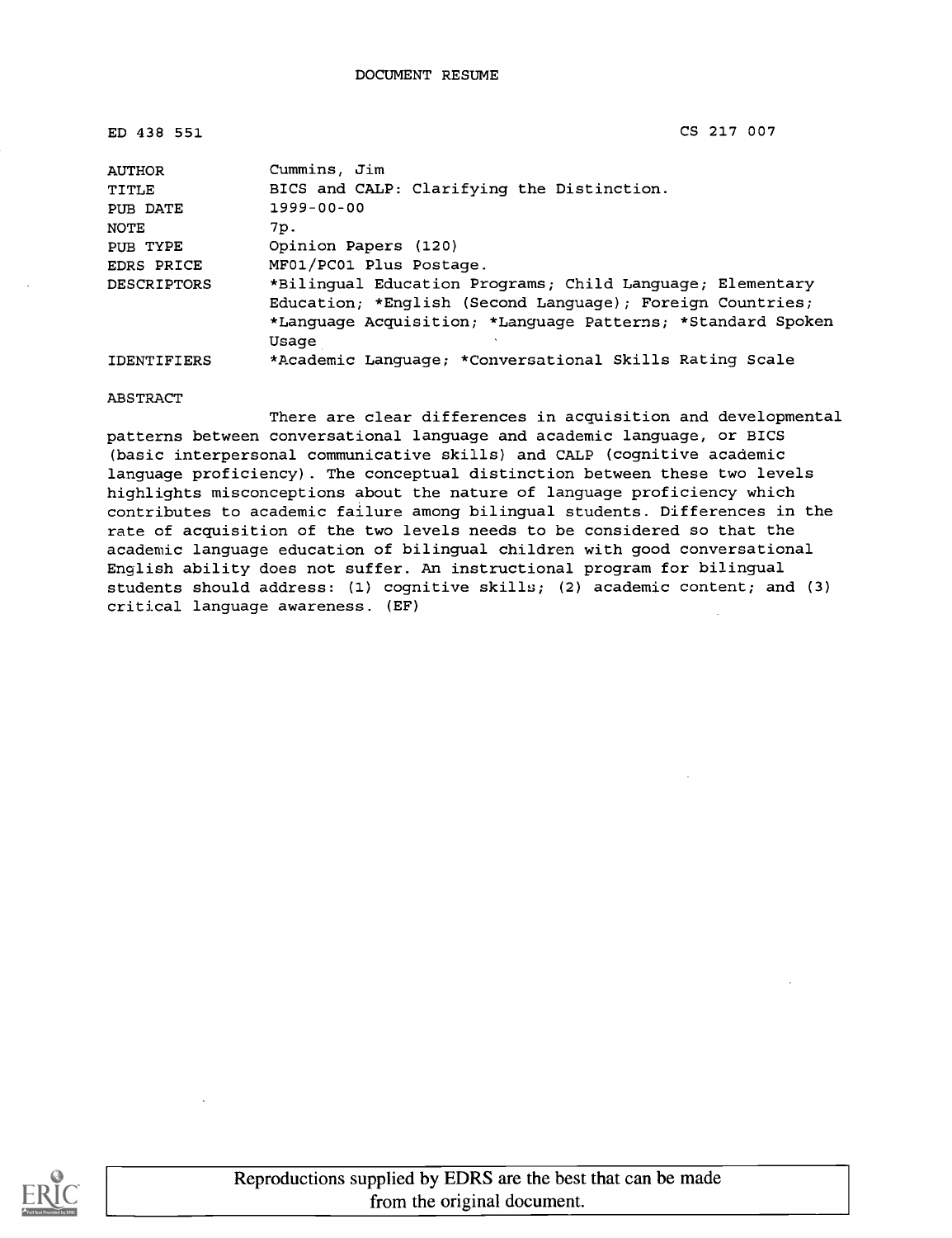DOCUMENT RESUME

| | |
|---|---|
| ED 438 551 | CS 217 007 |
| AUTHOR | Cummins, Jim |
| TITLE | BICS and CALP: Clarifying the Distinction. |
| PUB DATE | 1999-00-00 |
| NOTE | 7p. |
| PUB TYPE | Opinion Papers (120) |
| EDRS PRICE | MF01/PC01 Plus Postage. |
| DESCRIPTORS | *Bilingual Education Programs; Child Language; Elementary Education; *English (Second Language); Foreign Countries; *Language Acquisition; *Language Patterns; *Standard Spoken Usage |
| IDENTIFIERS | *Academic Language; *Conversational Skills Rating Scale |

ABSTRACT

There are clear differences in acquisition and developmental patterns between conversational language and academic language, or BICS (basic interpersonal communicative skills) and CALP (cognitive academic language proficiency). The conceptual distinction between these two levels highlights misconceptions about the nature of language proficiency which contributes to academic failure among bilingual students. Differences in the rate of acquisition of the two levels needs to be considered so that the academic language education of bilingual children with good conversational English ability does not suffer. An instructional program for bilingual students should address: (1) cognitive skills; (2) academic content; and (3) critical language awareness. (EF)

Reproductions supplied by EDRS are the best that can be made from the original document.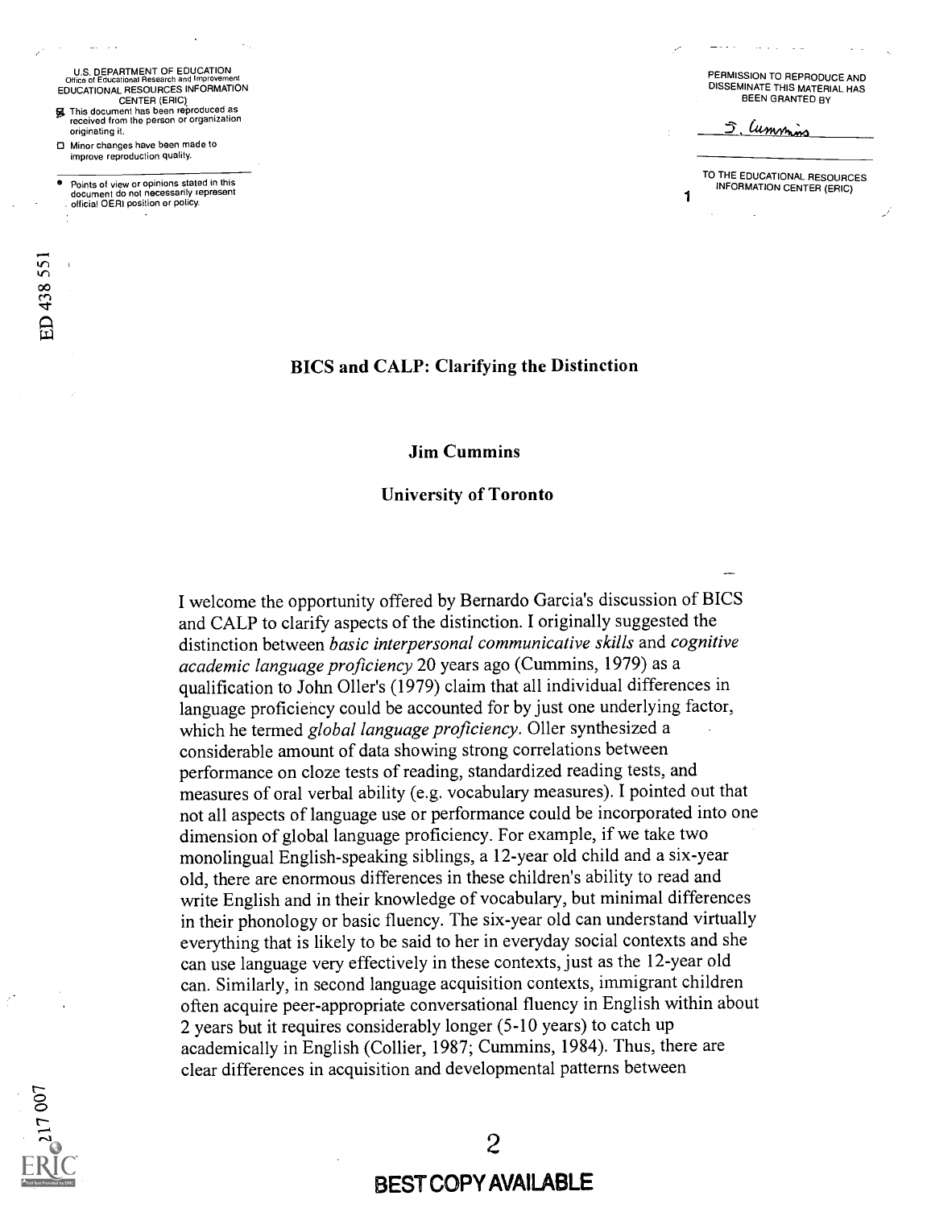U.S. DEPARTMENT OF EDUCATION
Office of Educational Research and Improvement
EDUCATIONAL RESOURCES INFORMATION CENTER (ERIC)

- This document has been reproduced as received from the person or organization originating it.
- Minor changes have been made to improve reproduction quality.

- Points of view or opinions stated in this document do not necessarily represent official OERI position or policy.

PERMISSION TO REPRODUCE AND DISSEMINATE THIS MATERIAL HAS BEEN GRANTED BY

J. Cummins

TO THE EDUCATIONAL RESOURCES INFORMATION CENTER (ERIC)

ED 438 551

# BICS and CALP: Clarifying the Distinction

**Jim Cummins**

**University of Toronto**

I welcome the opportunity offered by Bernardo Garcia's discussion of BICS and CALP to clarify aspects of the distinction. I originally suggested the distinction between *basic interpersonal communicative skills* and *cognitive academic language proficiency* 20 years ago (Cummins, 1979) as a qualification to John Oller's (1979) claim that all individual differences in language proficiency could be accounted for by just one underlying factor, which he termed *global language proficiency*. Oller synthesized a considerable amount of data showing strong correlations between performance on cloze tests of reading, standardized reading tests, and measures of oral verbal ability (e.g. vocabulary measures). I pointed out that not all aspects of language use or performance could be incorporated into one dimension of global language proficiency. For example, if we take two monolingual English-speaking siblings, a 12-year old child and a six-year old, there are enormous differences in these children's ability to read and write English and in their knowledge of vocabulary, but minimal differences in their phonology or basic fluency. The six-year old can understand virtually everything that is likely to be said to her in everyday social contexts and she can use language very effectively in these contexts, just as the 12-year old can. Similarly, in second language acquisition contexts, immigrant children often acquire peer-appropriate conversational fluency in English within about 2 years but it requires considerably longer (5-10 years) to catch up academically in English (Collier, 1987; Cummins, 1984). Thus, there are clear differences in acquisition and developmental patterns between

FL 017 007

BEST COPY AVAILABLE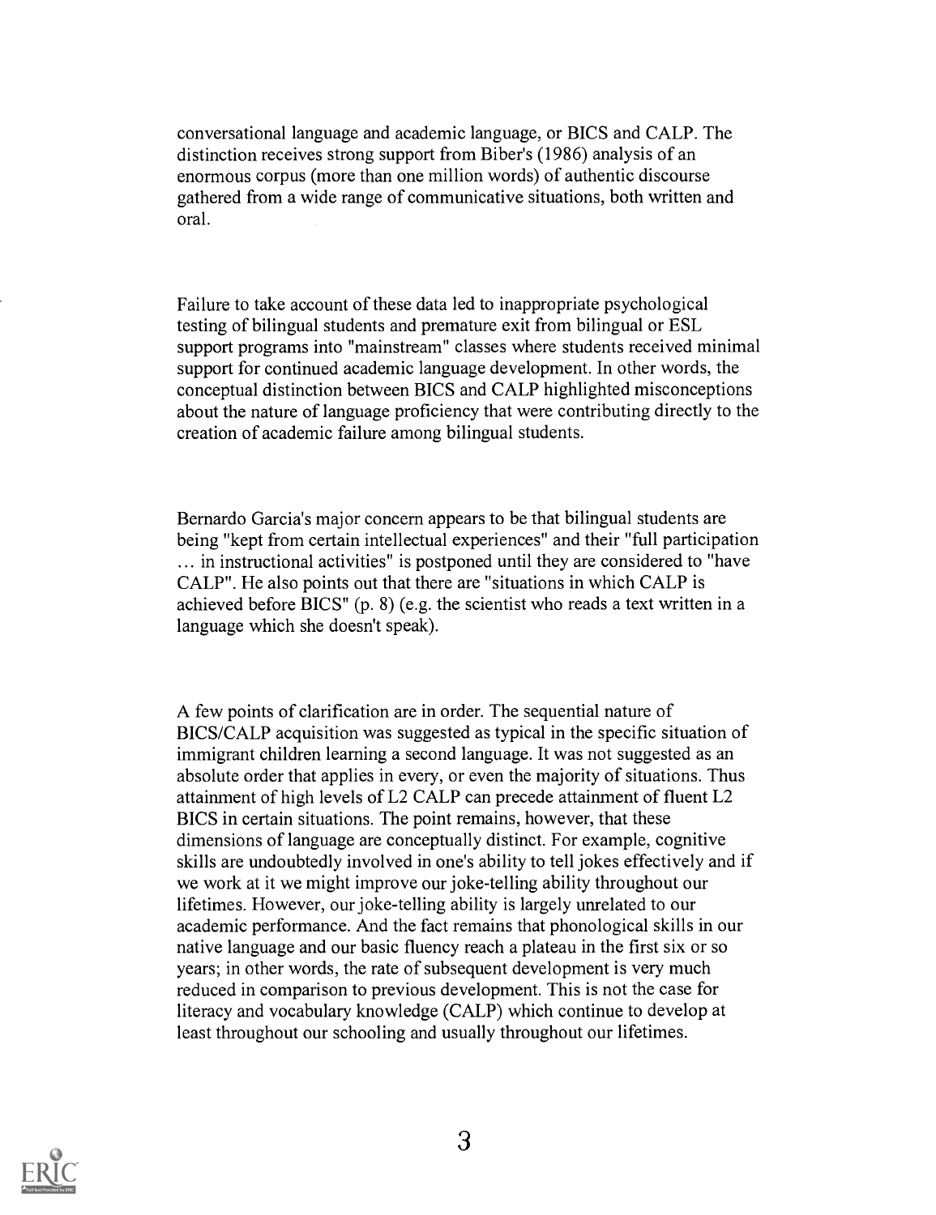conversational language and academic language, or BICS and CALP. The distinction receives strong support from Biber's (1986) analysis of an enormous corpus (more than one million words) of authentic discourse gathered from a wide range of communicative situations, both written and oral.

Failure to take account of these data led to inappropriate psychological testing of bilingual students and premature exit from bilingual or ESL support programs into "mainstream" classes where students received minimal support for continued academic language development. In other words, the conceptual distinction between BICS and CALP highlighted misconceptions about the nature of language proficiency that were contributing directly to the creation of academic failure among bilingual students.

Bernardo Garcia's major concern appears to be that bilingual students are being "kept from certain intellectual experiences" and their "full participation ... in instructional activities" is postponed until they are considered to "have CALP". He also points out that there are "situations in which CALP is achieved before BICS" (p. 8) (e.g. the scientist who reads a text written in a language which she doesn't speak).

A few points of clarification are in order. The sequential nature of BICS/CALP acquisition was suggested as typical in the specific situation of immigrant children learning a second language. It was not suggested as an absolute order that applies in every, or even the majority of situations. Thus attainment of high levels of L2 CALP can precede attainment of fluent L2 BICS in certain situations. The point remains, however, that these dimensions of language are conceptually distinct. For example, cognitive skills are undoubtedly involved in one's ability to tell jokes effectively and if we work at it we might improve our joke-telling ability throughout our lifetimes. However, our joke-telling ability is largely unrelated to our academic performance. And the fact remains that phonological skills in our native language and our basic fluency reach a plateau in the first six or so years; in other words, the rate of subsequent development is very much reduced in comparison to previous development. This is not the case for literacy and vocabulary knowledge (CALP) which continue to develop at least throughout our schooling and usually throughout our lifetimes.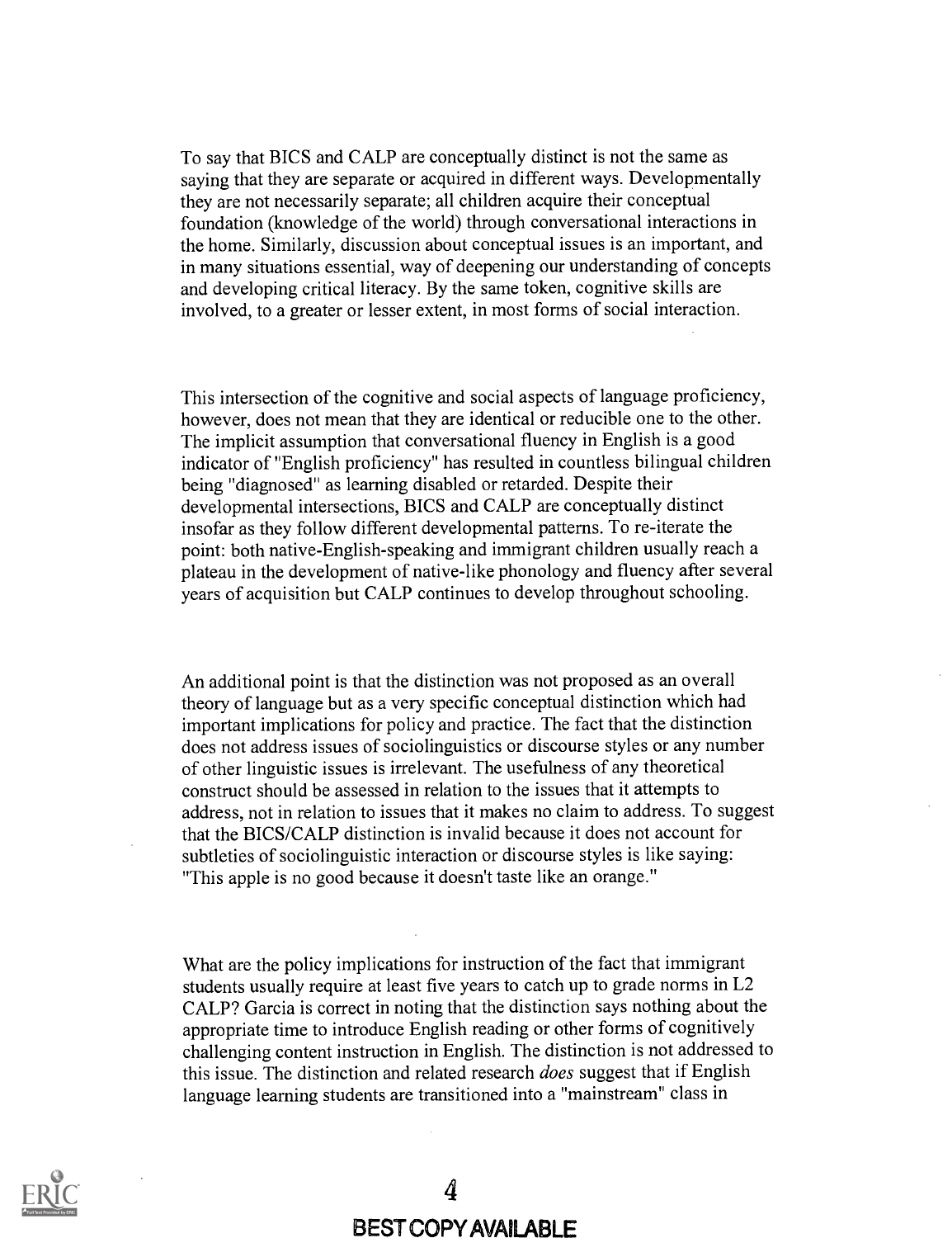To say that BICS and CALP are conceptually distinct is not the same as saying that they are separate or acquired in different ways. Developmentally they are not necessarily separate; all children acquire their conceptual foundation (knowledge of the world) through conversational interactions in the home. Similarly, discussion about conceptual issues is an important, and in many situations essential, way of deepening our understanding of concepts and developing critical literacy. By the same token, cognitive skills are involved, to a greater or lesser extent, in most forms of social interaction.

This intersection of the cognitive and social aspects of language proficiency, however, does not mean that they are identical or reducible one to the other. The implicit assumption that conversational fluency in English is a good indicator of "English proficiency" has resulted in countless bilingual children being "diagnosed" as learning disabled or retarded. Despite their developmental intersections, BICS and CALP are conceptually distinct insofar as they follow different developmental patterns. To re-iterate the point: both native-English-speaking and immigrant children usually reach a plateau in the development of native-like phonology and fluency after several years of acquisition but CALP continues to develop throughout schooling.

An additional point is that the distinction was not proposed as an overall theory of language but as a very specific conceptual distinction which had important implications for policy and practice. The fact that the distinction does not address issues of sociolinguistics or discourse styles or any number of other linguistic issues is irrelevant. The usefulness of any theoretical construct should be assessed in relation to the issues that it attempts to address, not in relation to issues that it makes no claim to address. To suggest that the BICS/CALP distinction is invalid because it does not account for subtleties of sociolinguistic interaction or discourse styles is like saying: "This apple is no good because it doesn't taste like an orange."

What are the policy implications for instruction of the fact that immigrant students usually require at least five years to catch up to grade norms in L2 CALP? Garcia is correct in noting that the distinction says nothing about the appropriate time to introduce English reading or other forms of cognitively challenging content instruction in English. The distinction is not addressed to this issue. The distinction and related research *does* suggest that if English language learning students are transitioned into a "mainstream" class in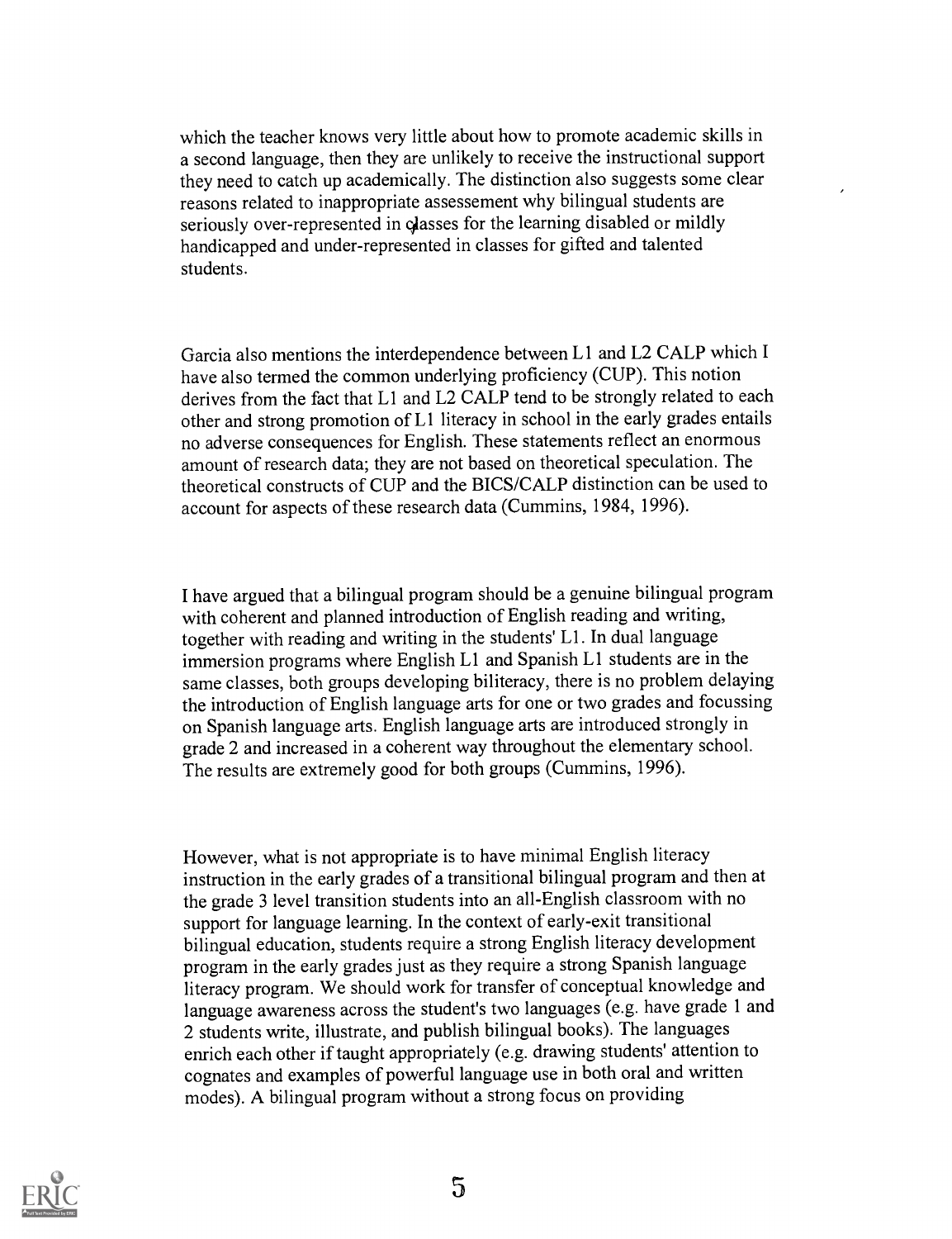which the teacher knows very little about how to promote academic skills in a second language, then they are unlikely to receive the instructional support they need to catch up academically. The distinction also suggests some clear reasons related to inappropriate assessement why bilingual students are seriously over-represented in classes for the learning disabled or mildly handicapped and under-represented in classes for gifted and talented students.

Garcia also mentions the interdependence between L1 and L2 CALP which I have also termed the common underlying proficiency (CUP). This notion derives from the fact that L1 and L2 CALP tend to be strongly related to each other and strong promotion of L1 literacy in school in the early grades entails no adverse consequences for English. These statements reflect an enormous amount of research data; they are not based on theoretical speculation. The theoretical constructs of CUP and the BICS/CALP distinction can be used to account for aspects of these research data (Cummins, 1984, 1996).

I have argued that a bilingual program should be a genuine bilingual program with coherent and planned introduction of English reading and writing, together with reading and writing in the students' L1. In dual language immersion programs where English L1 and Spanish L1 students are in the same classes, both groups developing biliteracy, there is no problem delaying the introduction of English language arts for one or two grades and focussing on Spanish language arts. English language arts are introduced strongly in grade 2 and increased in a coherent way throughout the elementary school. The results are extremely good for both groups (Cummins, 1996).

However, what is not appropriate is to have minimal English literacy instruction in the early grades of a transitional bilingual program and then at the grade 3 level transition students into an all-English classroom with no support for language learning. In the context of early-exit transitional bilingual education, students require a strong English literacy development program in the early grades just as they require a strong Spanish language literacy program. We should work for transfer of conceptual knowledge and language awareness across the student's two languages (e.g. have grade 1 and 2 students write, illustrate, and publish bilingual books). The languages enrich each other if taught appropriately (e.g. drawing students' attention to cognates and examples of powerful language use in both oral and written modes). A bilingual program without a strong focus on providing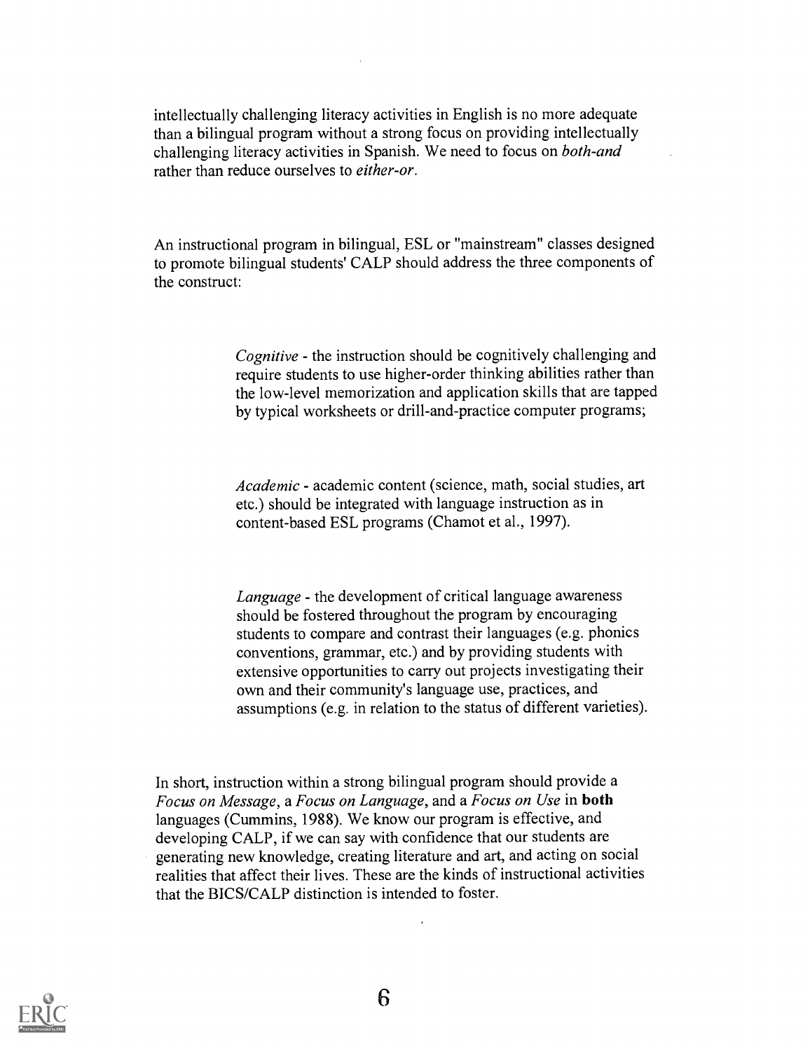intellectually challenging literacy activities in English is no more adequate than a bilingual program without a strong focus on providing intellectually challenging literacy activities in Spanish. We need to focus on *both-and* rather than reduce ourselves to *either-or*.

An instructional program in bilingual, ESL or "mainstream" classes designed to promote bilingual students' CALP should address the three components of the construct:

> *Cognitive* - the instruction should be cognitively challenging and require students to use higher-order thinking abilities rather than the low-level memorization and application skills that are tapped by typical worksheets or drill-and-practice computer programs;
>
> *Academic* - academic content (science, math, social studies, art etc.) should be integrated with language instruction as in content-based ESL programs (Chamot et al., 1997).
>
> *Language* - the development of critical language awareness should be fostered throughout the program by encouraging students to compare and contrast their languages (e.g. phonics conventions, grammar, etc.) and by providing students with extensive opportunities to carry out projects investigating their own and their community's language use, practices, and assumptions (e.g. in relation to the status of different varieties).

In short, instruction within a strong bilingual program should provide a *Focus on Message*, a *Focus on Language*, and a *Focus on Use* in **both** languages (Cummins, 1988). We know our program is effective, and developing CALP, if we can say with confidence that our students are generating new knowledge, creating literature and art, and acting on social realities that affect their lives. These are the kinds of instructional activities that the BICS/CALP distinction is intended to foster.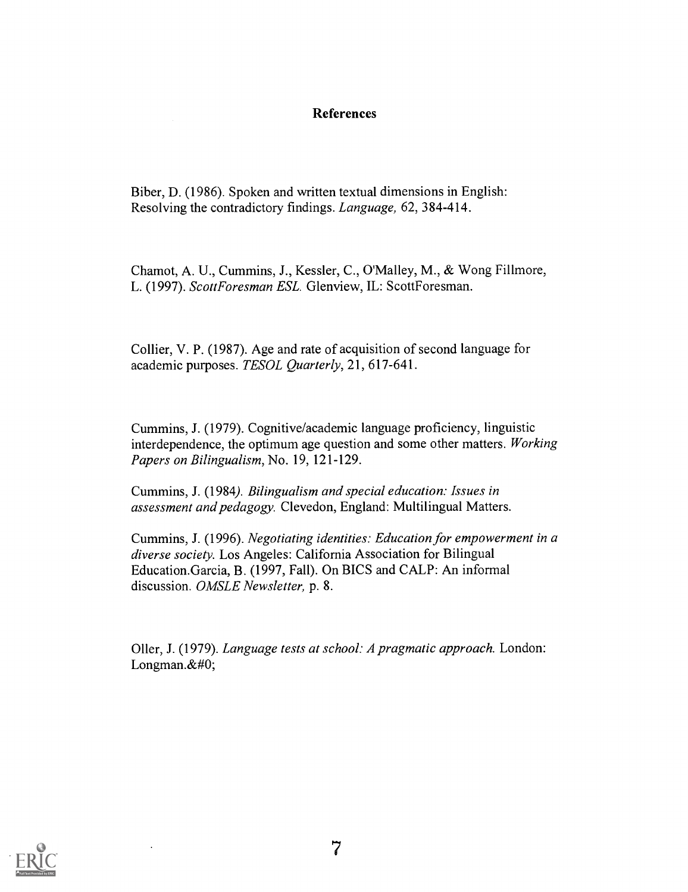## References

Biber, D. (1986). Spoken and written textual dimensions in English: Resolving the contradictory findings. *Language,* 62, 384-414.

Chamot, A. U., Cummins, J., Kessler, C., O'Malley, M., & Wong Fillmore, L. (1997). *ScottForesman ESL.* Glenview, IL: ScottForesman.

Collier, V. P. (1987). Age and rate of acquisition of second language for academic purposes. *TESOL Quarterly*, 21, 617-641.

Cummins, J. (1979). Cognitive/academic language proficiency, linguistic interdependence, the optimum age question and some other matters. *Working Papers on Bilingualism*, No. 19, 121-129.

Cummins, J. (1984). *Bilingualism and special education: Issues in assessment and pedagogy.* Clevedon, England: Multilingual Matters.

Cummins, J. (1996). *Negotiating identities: Education for empowerment in a diverse society.* Los Angeles: California Association for Bilingual Education.Garcia, B. (1997, Fall). On BICS and CALP: An informal discussion. *OMSLE Newsletter,* p. 8.

Oller, J. (1979). *Language tests at school: A pragmatic approach.* London: Longman.&#0;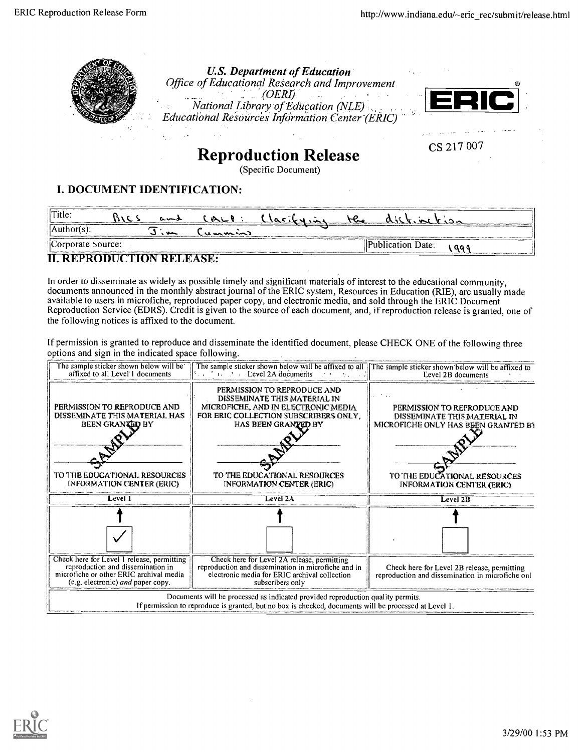U.S. Department of Education
*Office of Educational Research and Improvement (OERI)*
*National Library of Education (NLE)*
*Educational Resources Information Center (ERIC)*

ERIC®

CS 217 007

# Reproduction Release

(Specific Document)

## I. DOCUMENT IDENTIFICATION:

| | | | |
|---|---|---|---|
| Title: | BICS and CALP: Clarifying the distinction | | |
| Author(s): | Jim Cummins | | |
| Corporate Source: | | Publication Date: | 1999 |

## II. REPRODUCTION RELEASE:

In order to disseminate as widely as possible timely and significant materials of interest to the educational community, documents announced in the monthly abstract journal of the ERIC system, Resources in Education (RIE), are usually made available to users in microfiche, reproduced paper copy, and electronic media, and sold through the ERIC Document Reproduction Service (EDRS). Credit is given to the source of each document, and, if reproduction release is granted, one of the following notices is affixed to the document.

If permission is granted to reproduce and disseminate the identified document, please CHECK ONE of the following three options and sign in the indicated space following.

| The sample sticker shown below will be affixed to all Level 1 documents | The sample sticker shown below will be affixed to all Level 2A documents | The sample sticker shown below will be affixed to Level 2B documents |
|---|---|---|
| PERMISSION TO REPRODUCE AND DISSEMINATE THIS MATERIAL HAS BEEN GRANTED BY ___ SAMPLE ___ TO THE EDUCATIONAL RESOURCES INFORMATION CENTER (ERIC) | PERMISSION TO REPRODUCE AND DISSEMINATE THIS MATERIAL IN MICROFICHE, AND IN ELECTRONIC MEDIA FOR ERIC COLLECTION SUBSCRIBERS ONLY, HAS BEEN GRANTED BY ___ SAMPLE ___ TO THE EDUCATIONAL RESOURCES INFORMATION CENTER (ERIC) | PERMISSION TO REPRODUCE AND DISSEMINATE THIS MATERIAL IN MICROFICHE ONLY HAS BEEN GRANTED BY ___ SAMPLE ___ TO THE EDUCATIONAL RESOURCES INFORMATION CENTER (ERIC) |
| Level 1 | Level 2A | Level 2B |
| ☑ | ☐ | ☐ |
| Check here for Level 1 release, permitting reproduction and dissemination in microfiche or other ERIC archival media (e.g. electronic) *and* paper copy. | Check here for Level 2A release, permitting reproduction and dissemination in microfiche and in electronic media for ERIC archival collection subscribers only | Check here for Level 2B release, permitting reproduction and dissemination in microfiche onl |

Documents will be processed as indicated provided reproduction quality permits.
If permission to reproduce is granted, but no box is checked, documents will be processed at Level 1.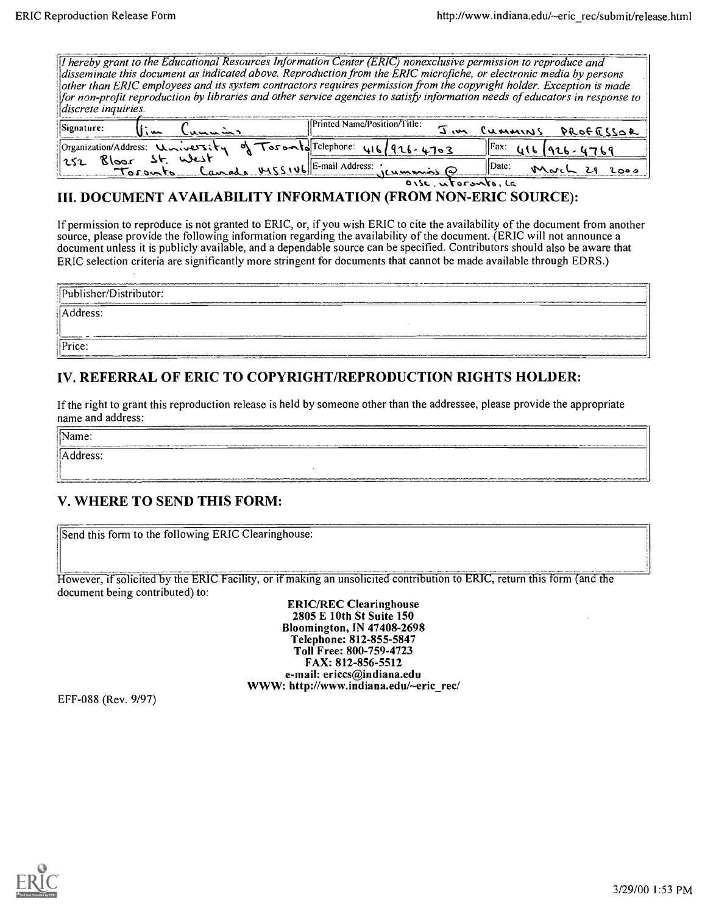*I hereby grant to the Educational Resources Information Center (ERIC) nonexclusive permission to reproduce and disseminate this document as indicated above. Reproduction from the ERIC microfiche, or electronic media by persons other than ERIC employees and its system contractors requires permission from the copyright holder. Exception is made for non-profit reproduction by libraries and other service agencies to satisfy information needs of educators in response to discrete inquiries.*

| | | |
|---|---|---|
| Signature: Jim Cummins | Printed Name/Position/Title: Jim Cummins Professor | |
| Organization/Address: University of Toronto 252 Bloor St. West Toronto Canada M5S1V6 | Telephone: 416/926-4703 | Fax: 416/926-4769 |
| | E-mail Address: jcummins@oise.utoronto.ca | Date: March 29 2000 |

## III. DOCUMENT AVAILABILITY INFORMATION (FROM NON-ERIC SOURCE):

If permission to reproduce is not granted to ERIC, or, if you wish ERIC to cite the availability of the document from another source, please provide the following information regarding the availability of the document. (ERIC will not announce a document unless it is publicly available, and a dependable source can be specified. Contributors should also be aware that ERIC selection criteria are significantly more stringent for documents that cannot be made available through EDRS.)

| |
|---|
| Publisher/Distributor: |
| Address: |
| Price: |

## IV. REFERRAL OF ERIC TO COPYRIGHT/REPRODUCTION RIGHTS HOLDER:

If the right to grant this reproduction release is held by someone other than the addressee, please provide the appropriate name and address:

| |
|---|
| Name: |
| Address: |

## V. WHERE TO SEND THIS FORM:

| |
|---|
| Send this form to the following ERIC Clearinghouse: |

However, if solicited by the ERIC Facility, or if making an unsolicited contribution to ERIC, return this form (and the document being contributed) to:

**ERIC/REC Clearinghouse**
**2805 E 10th St Suite 150**
**Bloomington, IN 47408-2698**
**Telephone: 812-855-5847**
**Toll Free: 800-759-4723**
**FAX: 812-856-5512**
**e-mail: ericcs@indiana.edu**
**WWW: http://www.indiana.edu/~eric_rec/**

EFF-088 (Rev. 9/97)